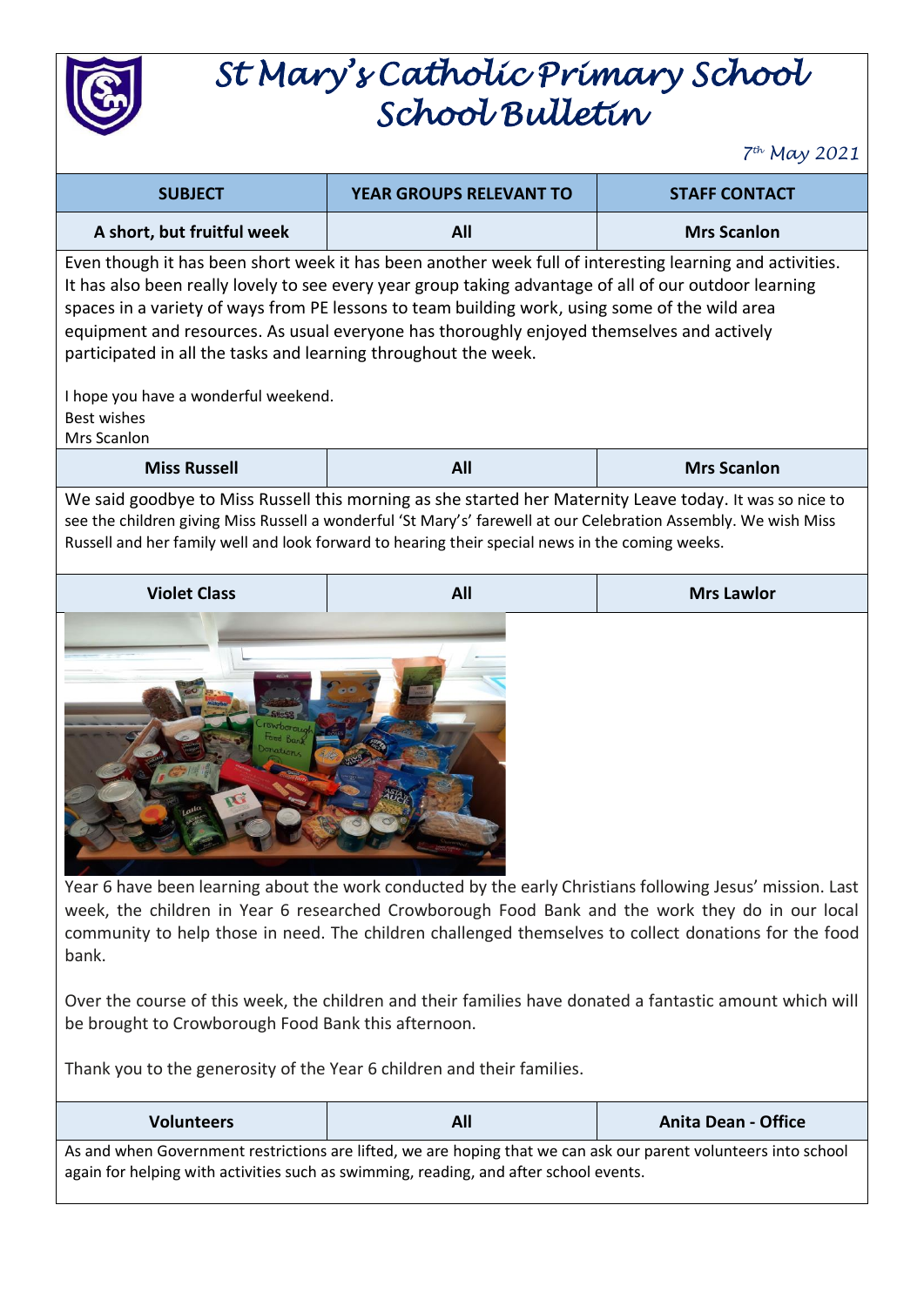# St Mary's Catholic Primary School School Bulletin

*7th May 2021*

| SUBJECT | YEAR GROUPS RELEVANT TO | STAFF CONTACT |
|---|---|---|
| A short, but fruitful week | All | Mrs Scanlon |

Even though it has been short week it has been another week full of interesting learning and activities. It has also been really lovely to see every year group taking advantage of all of our outdoor learning spaces in a variety of ways from PE lessons to team building work, using some of the wild area equipment and resources. As usual everyone has thoroughly enjoyed themselves and actively participated in all the tasks and learning throughout the week.

I hope you have a wonderful weekend.
Best wishes
Mrs Scanlon

| Miss Russell | All | Mrs Scanlon |
|---|---|---|

We said goodbye to Miss Russell this morning as she started her Maternity Leave today. It was so nice to see the children giving Miss Russell a wonderful 'St Mary's' farewell at our Celebration Assembly. We wish Miss Russell and her family well and look forward to hearing their special news in the coming weeks.

| Violet Class | All | Mrs Lawlor |
|---|---|---|

Year 6 have been learning about the work conducted by the early Christians following Jesus' mission. Last week, the children in Year 6 researched Crowborough Food Bank and the work they do in our local community to help those in need. The children challenged themselves to collect donations for the food bank.

Over the course of this week, the children and their families have donated a fantastic amount which will be brought to Crowborough Food Bank this afternoon.

Thank you to the generosity of the Year 6 children and their families.

| Volunteers | All | Anita Dean - Office |
|---|---|---|

As and when Government restrictions are lifted, we are hoping that we can ask our parent volunteers into school again for helping with activities such as swimming, reading, and after school events.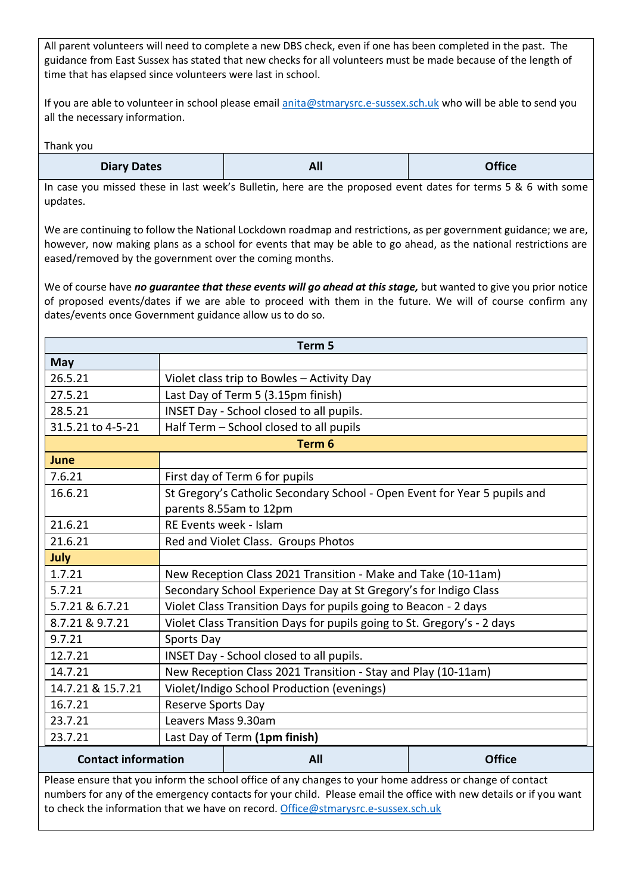All parent volunteers will need to complete a new DBS check, even if one has been completed in the past. The guidance from East Sussex has stated that new checks for all volunteers must be made because of the length of time that has elapsed since volunteers were last in school.

If you are able to volunteer in school please email anita@stmarysrc.e-sussex.sch.uk who will be able to send you all the necessary information.

Thank you

| Diary Dates | All | Office |
|---|---|---|

In case you missed these in last week's Bulletin, here are the proposed event dates for terms 5 & 6 with some updates.

We are continuing to follow the National Lockdown roadmap and restrictions, as per government guidance; we are, however, now making plans as a school for events that may be able to go ahead, as the national restrictions are eased/removed by the government over the coming months.

We of course have ***no guarantee that these events will go ahead at this stage,*** but wanted to give you prior notice of proposed events/dates if we are able to proceed with them in the future. We will of course confirm any dates/events once Government guidance allow us to do so.

| **Term 5** | |
|---|---|
| **May** | |
| 26.5.21 | Violet class trip to Bowles – Activity Day |
| 27.5.21 | Last Day of Term 5 (3.15pm finish) |
| 28.5.21 | INSET Day - School closed to all pupils. |
| 31.5.21 to 4-5-21 | Half Term – School closed to all pupils |
| **Term 6** | |
| **June** | |
| 7.6.21 | First day of Term 6 for pupils |
| 16.6.21 | St Gregory's Catholic Secondary School - Open Event for Year 5 pupils and parents 8.55am to 12pm |
| 21.6.21 | RE Events week - Islam |
| 21.6.21 | Red and Violet Class. Groups Photos |
| **July** | |
| 1.7.21 | New Reception Class 2021 Transition - Make and Take (10-11am) |
| 5.7.21 | Secondary School Experience Day at St Gregory's for Indigo Class |
| 5.7.21 & 6.7.21 | Violet Class Transition Days for pupils going to Beacon - 2 days |
| 8.7.21 & 9.7.21 | Violet Class Transition Days for pupils going to St. Gregory's - 2 days |
| 9.7.21 | Sports Day |
| 12.7.21 | INSET Day - School closed to all pupils. |
| 14.7.21 | New Reception Class 2021 Transition - Stay and Play (10-11am) |
| 14.7.21 & 15.7.21 | Violet/Indigo School Production (evenings) |
| 16.7.21 | Reserve Sports Day |
| 23.7.21 | Leavers Mass 9.30am |
| 23.7.21 | Last Day of Term **(1pm finish)** |

| Contact information | All | Office |
|---|---|---|

Please ensure that you inform the school office of any changes to your home address or change of contact numbers for any of the emergency contacts for your child. Please email the office with new details or if you want to check the information that we have on record. Office@stmarysrc.e-sussex.sch.uk